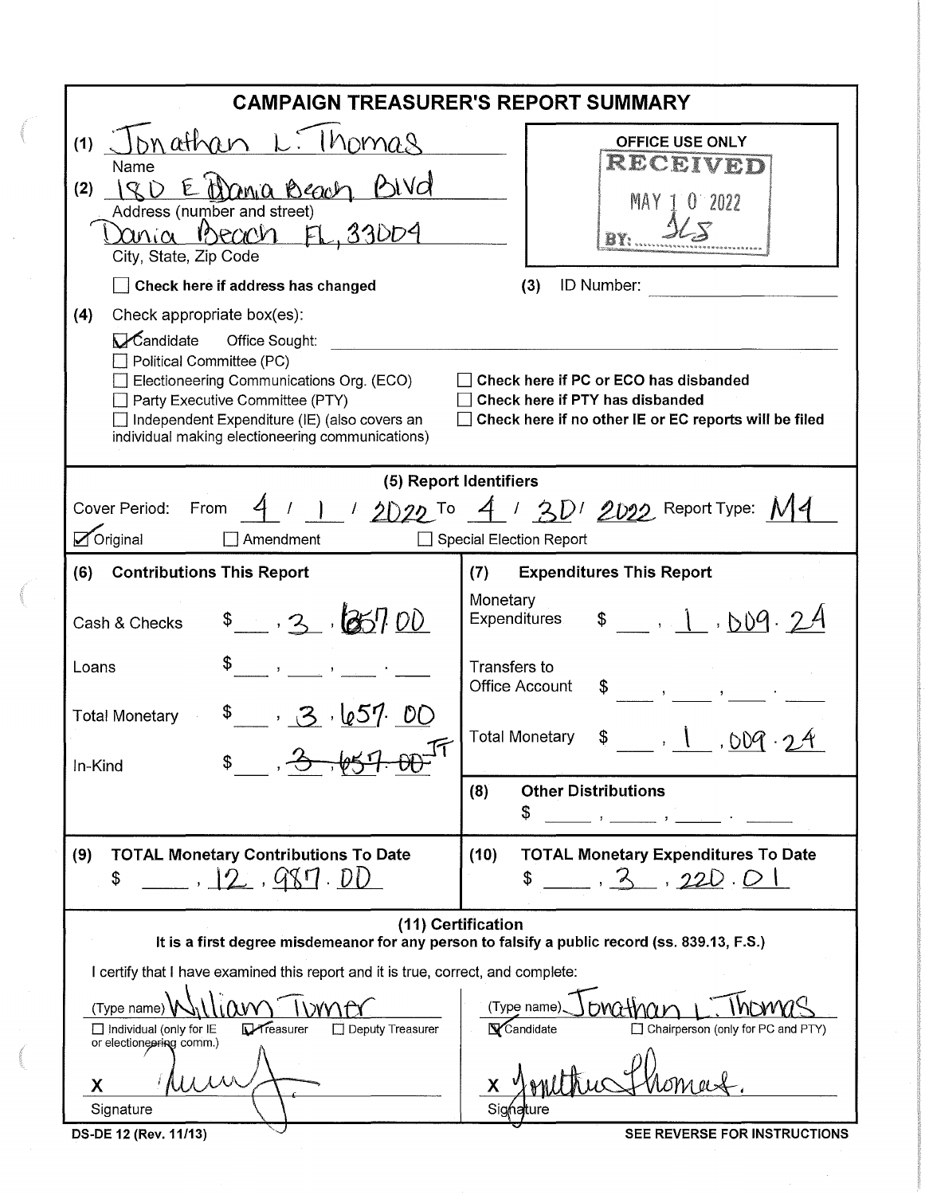# CAMPAIGN TREASURER'S REPORT SUMMARY

(1) Jonathan L. Thomas
Name

(2) 180 E Dania Beach Blvd
Address (number and street)

Dania Beach FL, 33004
City, State, Zip Code

☐ **Check here if address has changed**

OFFICE USE ONLY
RECEIVED
MAY 10 2022
BY: JLS

(3) ID Number: ______

(4) Check appropriate box(es):

☑ Candidate Office Sought: ______
☐ Political Committee (PC)
☐ Electioneering Communications Org. (ECO)
☐ Party Executive Committee (PTY)
☐ Independent Expenditure (IE) (also covers an individual making electioneering communications)

☐ **Check here if PC or ECO has disbanded**
☐ **Check here if PTY has disbanded**
☐ **Check here if no other IE or EC reports will be filed**

## (5) Report Identifiers

Cover Period: From 4 / 1 / 2022 To 4 / 30 / 2022 Report Type: M4

☑ Original ☐ Amendment ☐ Special Election Report

| (6) Contributions This Report | | (7) Expenditures This Report | |
|---|---|---|---|
| Cash & Checks | $ 3,657.00 | Monetary Expenditures | $ 1,009.24 |
| Loans | $ | Transfers to Office Account | $ |
| Total Monetary | $ 3,657.00 | Total Monetary | $ 1,009.24 |
| In-Kind | $ ~~3,657.00~~ JT | (8) Other Distributions | $ |
| (9) TOTAL Monetary Contributions To Date | $ 12,987.00 | (10) TOTAL Monetary Expenditures To Date | $ 3,220.01 |

## (11) Certification

**It is a first degree misdemeanor for any person to falsify a public record (ss. 839.13, F.S.)**

I certify that I have examined this report and it is true, correct, and complete:

(Type name) William Turner
☐ Individual (only for IE or electioneering comm.) ☑ Treasurer ☐ Deputy Treasurer

X [signature]
Signature

(Type name) Jonathan L. Thomas
☑ Candidate ☐ Chairperson (only for PC and PTY)

X [signature]
Signature

DS-DE 12 (Rev. 11/13) **SEE REVERSE FOR INSTRUCTIONS**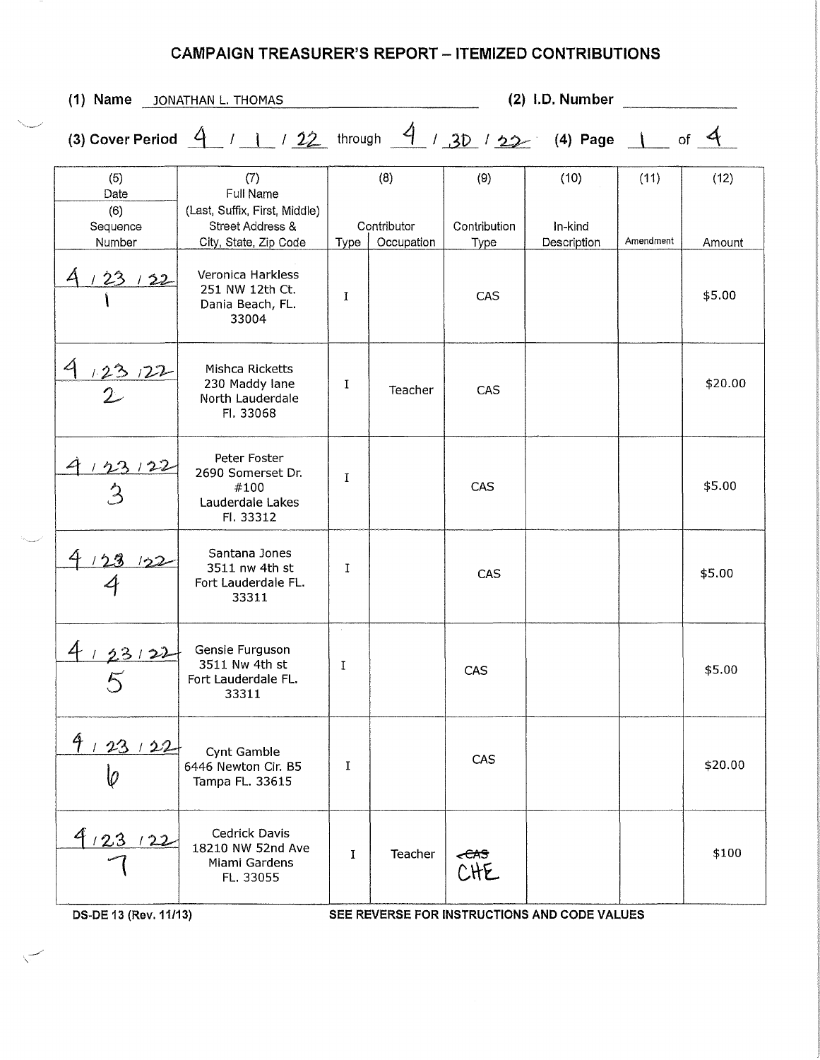# CAMPAIGN TREASURER'S REPORT – ITEMIZED CONTRIBUTIONS

**(1) Name** JONATHAN L. THOMAS **(2) I.D. Number** ______

**(3) Cover Period** 4 / 1 / 22 through 4 / 30 / 22 **(4) Page** 1 of 4

| (5) Date (6) Sequence Number | (7) Full Name (Last, Suffix, First, Middle) Street Address & City, State, Zip Code | (8) Contributor Type | Contributor Occupation | (9) Contribution Type | (10) In-kind Description | (11) Amendment | (12) Amount |
|---|---|---|---|---|---|---|---|
| 4 / 23 / 22 1 | Veronica Harkless 251 NW 12th Ct. Dania Beach, FL. 33004 | I | | CAS | | | $5.00 |
| 4 / 23 / 22 2 | Mishca Ricketts 230 Maddy lane North Lauderdale Fl. 33068 | I | Teacher | CAS | | | $20.00 |
| 4 / 23 / 22 3 | Peter Foster 2690 Somerset Dr. #100 Lauderdale Lakes Fl. 33312 | I | | CAS | | | $5.00 |
| 4 / 23 / 22 4 | Santana Jones 3511 nw 4th st Fort Lauderdale FL. 33311 | I | | CAS | | | $5.00 |
| 4 / 23 / 22 5 | Gensie Furguson 3511 Nw 4th st Fort Lauderdale FL. 33311 | I | | CAS | | | $5.00 |
| 4 / 23 / 22 6 | Cynt Gamble 6446 Newton Cir. B5 Tampa FL. 33615 | I | | CAS | | | $20.00 |
| 4 / 23 / 22 7 | Cedrick Davis 18210 NW 52nd Ave Miami Gardens FL. 33055 | I | Teacher | ~~CAS~~ CHE | | | $100 |

DS-DE 13 (Rev. 11/13) SEE REVERSE FOR INSTRUCTIONS AND CODE VALUES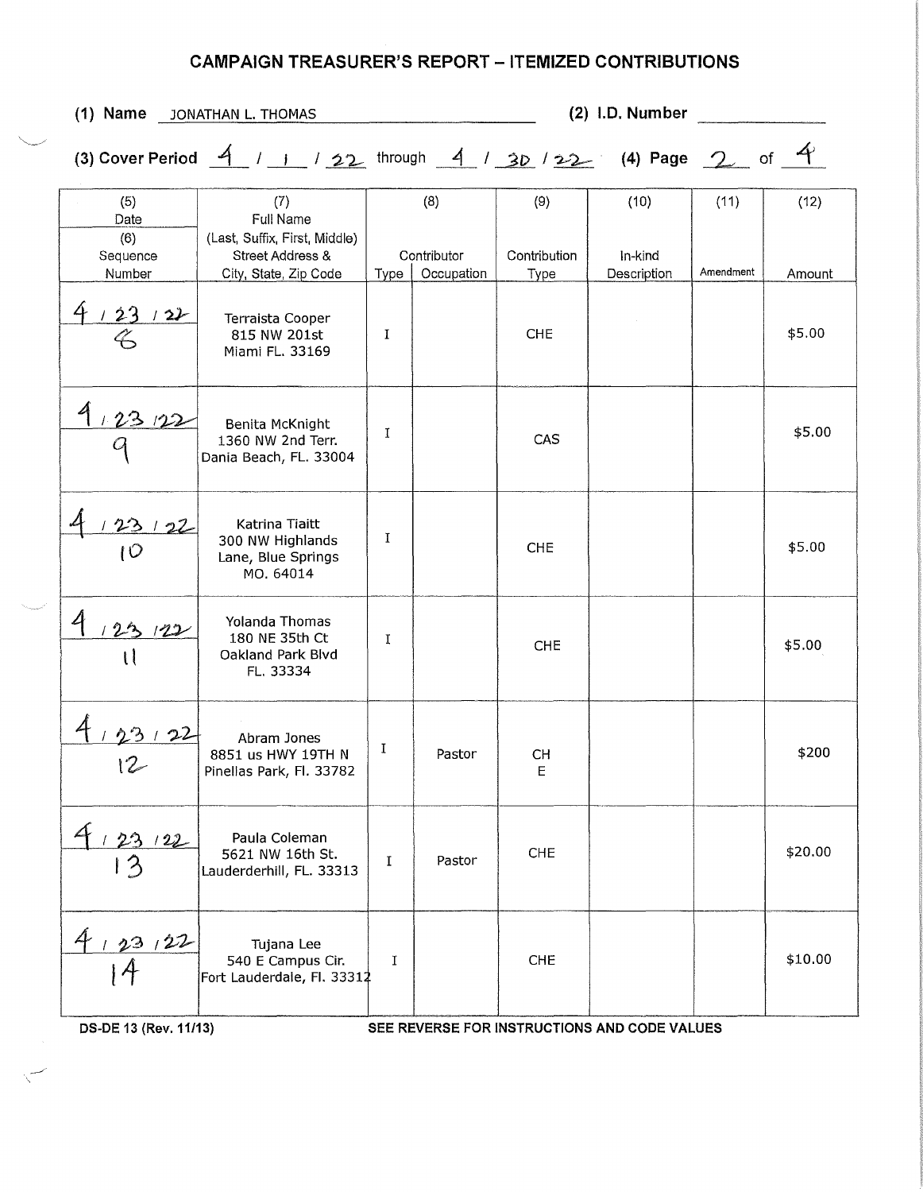# CAMPAIGN TREASURER'S REPORT – ITEMIZED CONTRIBUTIONS

**(1) Name** JONATHAN L. THOMAS **(2) I.D. Number** 

**(3) Cover Period** 4 / 1 / 22 through 4 / 30 / 22 **(4) Page** 2 of 4

| (5) Date (6) Sequence Number | (7) Full Name (Last, Suffix, First, Middle) Street Address & City, State, Zip Code | (8) Contributor Type | (8) Contributor Occupation | (9) Contribution Type | (10) In-kind Description | (11) Amendment | (12) Amount |
|---|---|---|---|---|---|---|---|
| 4/23/22 8 | Terraista Cooper 815 NW 201st Miami FL. 33169 | I | | CHE | | | $5.00 |
| 4/23/22 9 | Benita McKnight 1360 NW 2nd Terr. Dania Beach, FL. 33004 | I | | CAS | | | $5.00 |
| 4/23/22 10 | Katrina Tiaitt 300 NW Highlands Lane, Blue Springs MO. 64014 | I | | CHE | | | $5.00 |
| 4/23/22 11 | Yolanda Thomas 180 NE 35th Ct Oakland Park Blvd FL. 33334 | I | | CHE | | | $5.00 |
| 4/23/22 12 | Abram Jones 8851 us HWY 19TH N Pinellas Park, Fl. 33782 | I | Pastor | CHE | | | $200 |
| 4/23/22 13 | Paula Coleman 5621 NW 16th St. Lauderderhill, FL. 33313 | I | Pastor | CHE | | | $20.00 |
| 4/23/22 14 | Tujana Lee 540 E Campus Cir. Fort Lauderdale, Fl. 33312 | I | | CHE | | | $10.00 |

DS-DE 13 (Rev. 11/13) SEE REVERSE FOR INSTRUCTIONS AND CODE VALUES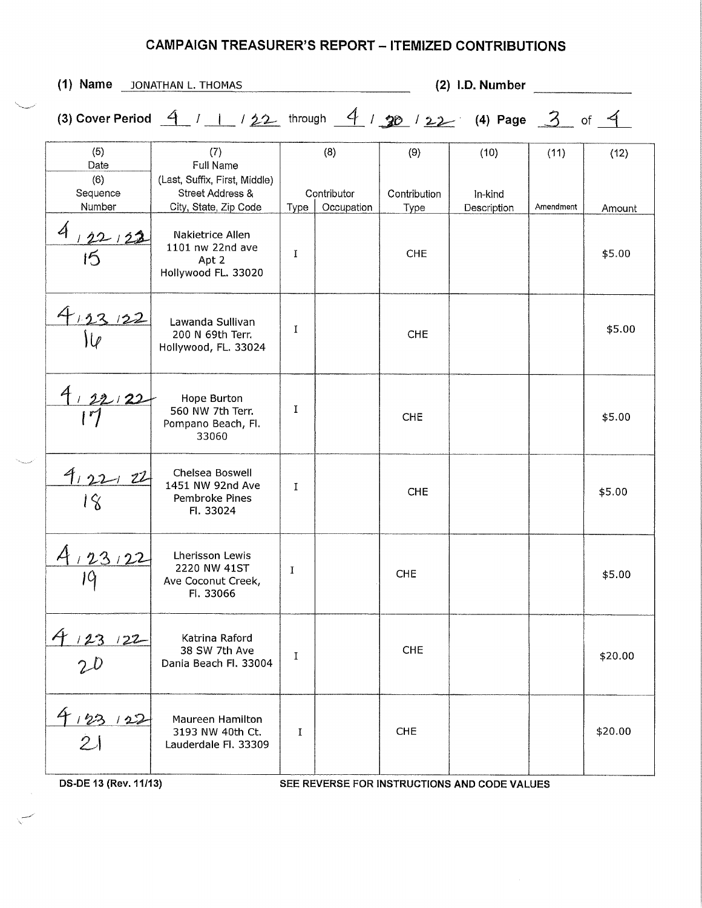# CAMPAIGN TREASURER'S REPORT – ITEMIZED CONTRIBUTIONS

**(1) Name** JONATHAN L. THOMAS **(2) I.D. Number** ____________

**(3) Cover Period** 4 / 1 / 22 through 4 / 30 / 22 **(4) Page** 3 of 4

| (5) Date (6) Sequence Number | (7) Full Name (Last, Suffix, First, Middle) Street Address & City, State, Zip Code | (8) Contributor Type | (8) Contributor Occupation | (9) Contribution Type | (10) In-kind Description | (11) Amendment | (12) Amount |
|---|---|---|---|---|---|---|---|
| 4/22/22 15 | Nakietrice Allen 1101 nw 22nd ave Apt 2 Hollywood FL. 33020 | I | | CHE | | | $5.00 |
| 4/23/22 16 | Lawanda Sullivan 200 N 69th Terr. Hollywood, FL. 33024 | I | | CHE | | | $5.00 |
| 4/22/22 17 | Hope Burton 560 NW 7th Terr. Pompano Beach, Fl. 33060 | I | | CHE | | | $5.00 |
| 4/22/22 18 | Chelsea Boswell 1451 NW 92nd Ave Pembroke Pines Fl. 33024 | I | | CHE | | | $5.00 |
| 4/23/22 19 | Lherisson Lewis 2220 NW 41ST Ave Coconut Creek, Fl. 33066 | I | | CHE | | | $5.00 |
| 4/23/22 20 | Katrina Raford 38 SW 7th Ave Dania Beach Fl. 33004 | I | | CHE | | | $20.00 |
| 4/23/22 21 | Maureen Hamilton 3193 NW 40th Ct. Lauderdale Fl. 33309 | I | | CHE | | | $20.00 |

DS-DE 13 (Rev. 11/13) SEE REVERSE FOR INSTRUCTIONS AND CODE VALUES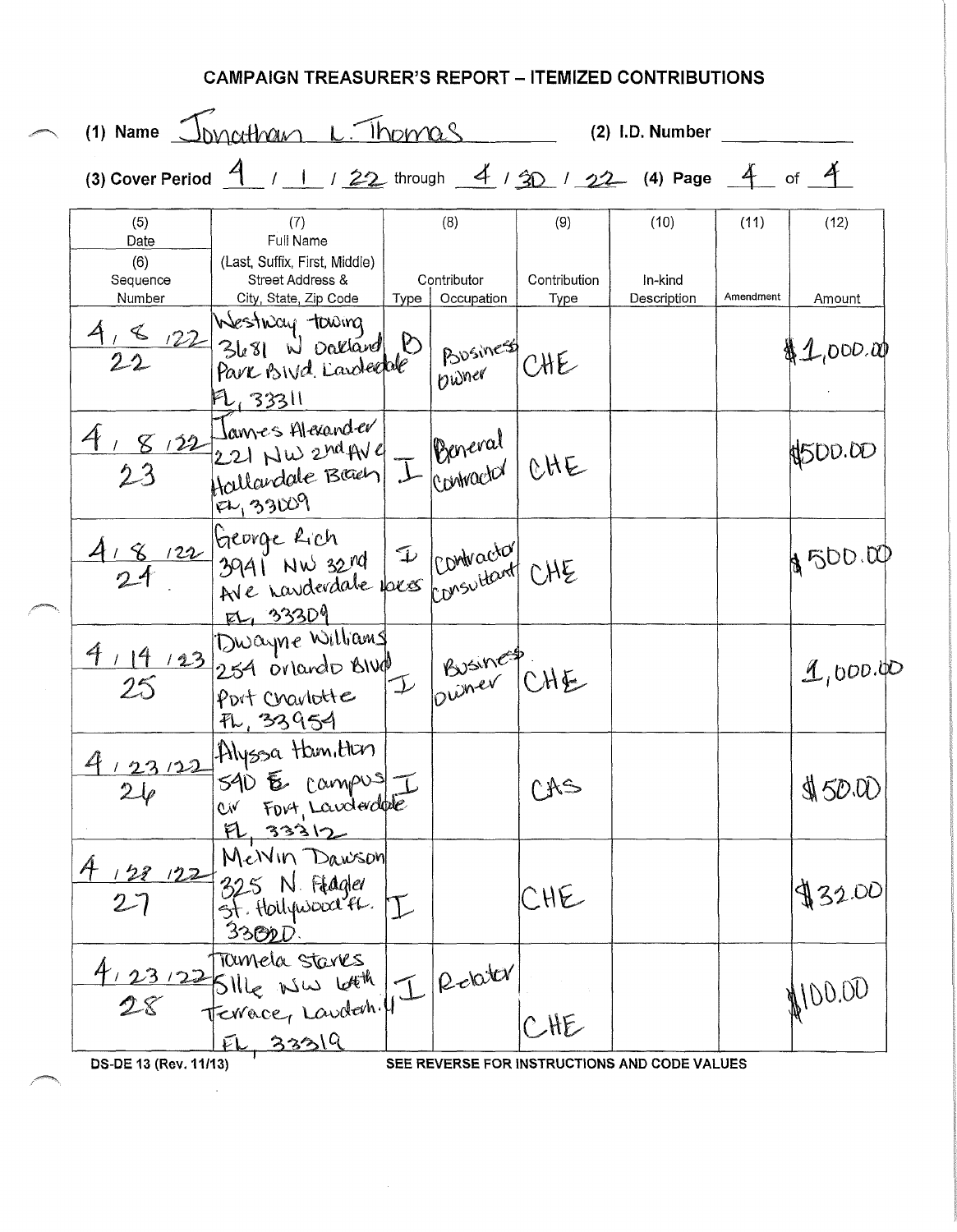# CAMPAIGN TREASURER'S REPORT – ITEMIZED CONTRIBUTIONS

(1) Name Jonathan L. Thomas (2) I.D. Number

(3) Cover Period 4 / 1 / 22 through 4 / 30 / 22 (4) Page 4 of 4

| (5) Date (6) Sequence Number | (7) Full Name (Last, Suffix, First, Middle) Street Address & City, State, Zip Code | (8) Contributor Type | Occupation | (9) Contribution Type | (10) In-kind Description | (11) Amendment | (12) Amount |
|---|---|---|---|---|---|---|---|
| 4/8/22 22 | Westway towing 3681 W Oakland Park Blvd. Lauderdale FL, 33311 | B | Business owner | CHE | | | $1,000.00 |
| 4/8/22 23 | James Alexander 221 NW 2nd Ave Hallandale Beach FL, 33009 | I | General Contractor | CHE | | | $500.00 |
| 4/8/22 24 | George Rich 3941 NW 32nd Ave Lauderdale Lakes FL, 33309 | I | Contractor Consultant | CHE | | | $500.00 |
| 4/14/23 25 | Dwayne Williams 254 Orlando Blvd Port Charlotte FL, 33954 | I | Business owner | CHE | | | 1,000.00 |
| 4/23/22 26 | Alyssa Hamilton 540 E Campus Cir Fort Lauderdale FL, 33312 | I | | CAS | | | $50.00 |
| 4/28/22 27 | Melvin Dawson 325 N. Fladler St. Hollywood FL. 33020. | I | | CHE | | | $32.00 |
| 4/23/22 28 | Pamela Stares 5116 NW 6th Terrace, Lauderh. FL, 33319 | I | Realtor | CHE | | | $100.00 |

DS-DE 13 (Rev. 11/13) SEE REVERSE FOR INSTRUCTIONS AND CODE VALUES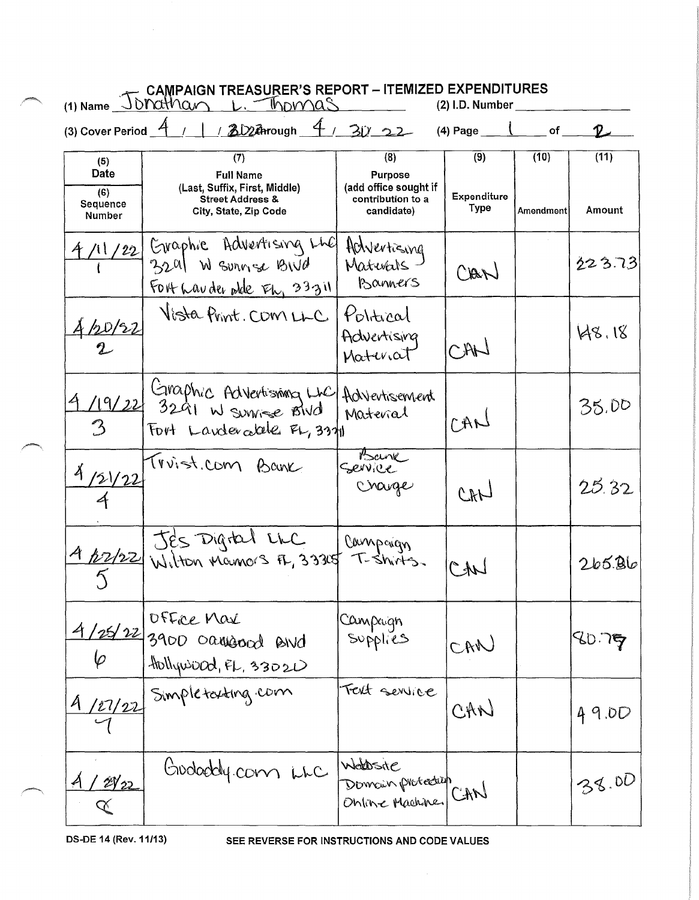# CAMPAIGN TREASURER'S REPORT – ITEMIZED EXPENDITURES

(1) Name Jonathan L. Thomas (2) I.D. Number

(3) Cover Period 4 / 1 / 2022 through 4 / 30 / 22 (4) Page 1 of 2

| (5) Date / (6) Sequence Number | (7) Full Name (Last, Suffix, First, Middle) Street Address & City, State, Zip Code | (8) Purpose (add office sought if contribution to a candidate) | (9) Expenditure Type | (10) Amendment | (11) Amount |
|---|---|---|---|---|---|
| 4/11/22<br>1 | Graphic Advertising LLC<br>3291 W Sunrise Blvd<br>Fort Lauderdale FL, 33311 | Advertising Materials - Banners | CAN | | 223.73 |
| 4/20/22<br>2 | Vista Print.com LLC | Political Advertising Material | CAN | | 148.18 |
| 4/19/22<br>3 | Graphic Advertising LLC<br>3291 W Sunrise Blvd<br>Fort Lauderdale FL, 33311 | Advertisement Material | CAN | | 35.00 |
| 4/21/22<br>4 | Truist.com Bank | Bank Service Charge | CAN | | 25.32 |
| 4/22/22<br>5 | Jes Digital LLC<br>Wilton Manors FL, 33305 | Campaign T-shirts. | CAN | | 265.86 |
| 4/25/22<br>6 | Office Max<br>3900 Oakwood Blvd<br>Hollywood, FL, 33020 | Campaign Supplies | CAN | | 80.79 |
| 4/27/22<br>7 | Simpletexting.com | Text service | CAN | | 49.00 |
| 4/29/22<br>8 | Godaddy.com LLC | Website Domain protection Online Machine | CAN | | 38.00 |

DS-DE 14 (Rev. 11/13) SEE REVERSE FOR INSTRUCTIONS AND CODE VALUES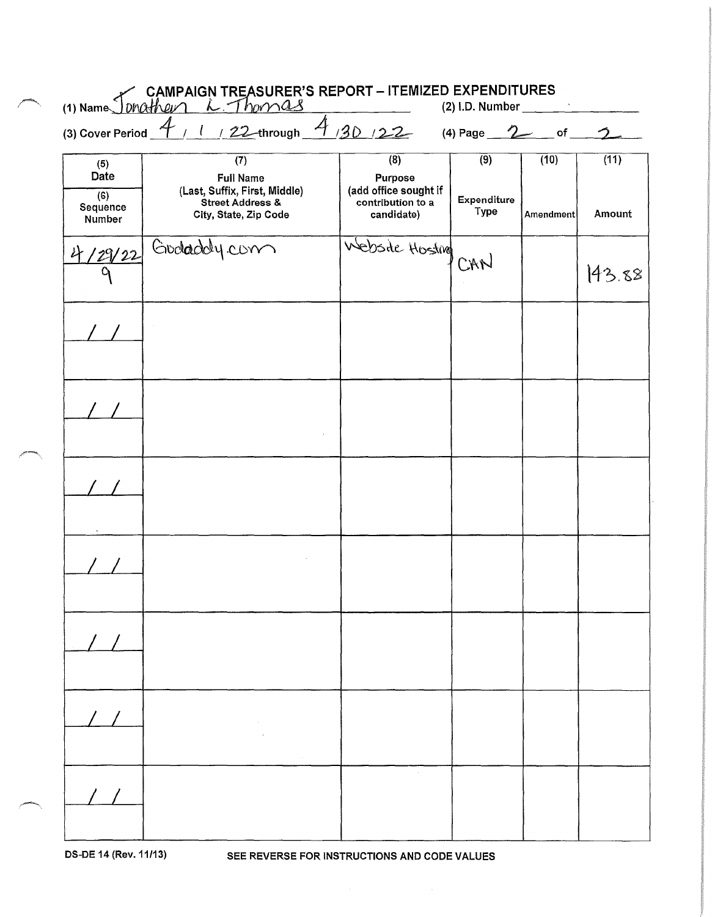# CAMPAIGN TREASURER'S REPORT – ITEMIZED EXPENDITURES

(1) Name Jonathan L. Thomas (2) I.D. Number

(3) Cover Period 4 / 1 / 22 through 4 / 30 / 22 (4) Page 2 of 2

| (5) Date / (6) Sequence Number | (7) Full Name (Last, Suffix, First, Middle) Street Address & City, State, Zip Code | (8) Purpose (add office sought if contribution to a candidate) | (9) Expenditure Type | (10) Amendment | (11) Amount |
|---|---|---|---|---|---|
| 4/29/22 / 9 | Godaddy.com | Website Hosting | CAN | | 143.88 |
| / / | | | | | |
| / / | | | | | |
| / / | | | | | |
| / / | | | | | |
| / / | | | | | |
| / / | | | | | |
| / / | | | | | |

DS-DE 14 (Rev. 11/13) SEE REVERSE FOR INSTRUCTIONS AND CODE VALUES